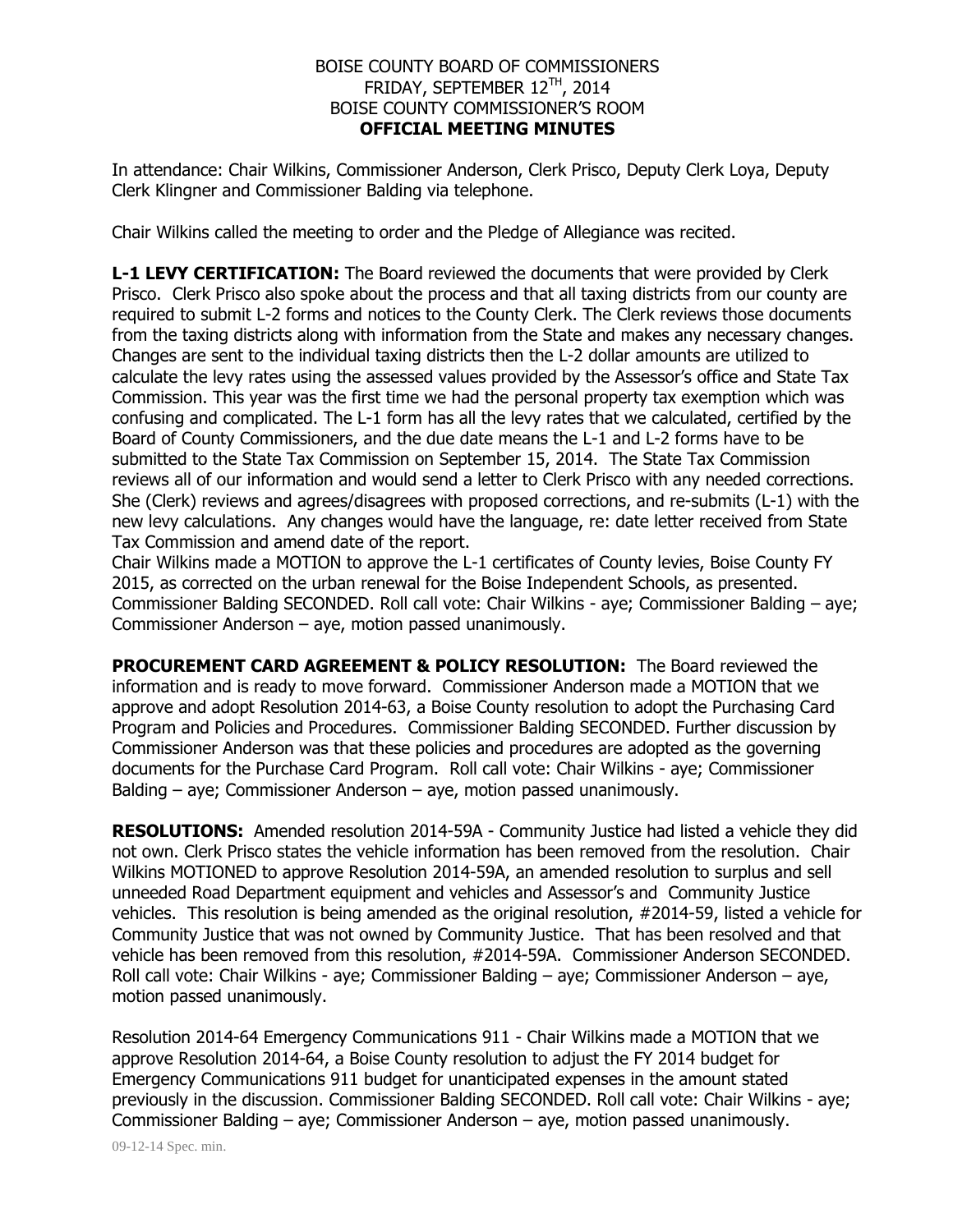BOISE COUNTY BOARD OF COMMISSIONERS
FRIDAY, SEPTEMBER 12TH, 2014
BOISE COUNTY COMMISSIONER'S ROOM
**OFFICIAL MEETING MINUTES**

In attendance: Chair Wilkins, Commissioner Anderson, Clerk Prisco, Deputy Clerk Loya, Deputy Clerk Klingner and Commissioner Balding via telephone.

Chair Wilkins called the meeting to order and the Pledge of Allegiance was recited.

**L-1 LEVY CERTIFICATION:** The Board reviewed the documents that were provided by Clerk Prisco. Clerk Prisco also spoke about the process and that all taxing districts from our county are required to submit L-2 forms and notices to the County Clerk. The Clerk reviews those documents from the taxing districts along with information from the State and makes any necessary changes. Changes are sent to the individual taxing districts then the L-2 dollar amounts are utilized to calculate the levy rates using the assessed values provided by the Assessor's office and State Tax Commission. This year was the first time we had the personal property tax exemption which was confusing and complicated. The L-1 form has all the levy rates that we calculated, certified by the Board of County Commissioners, and the due date means the L-1 and L-2 forms have to be submitted to the State Tax Commission on September 15, 2014. The State Tax Commission reviews all of our information and would send a letter to Clerk Prisco with any needed corrections. She (Clerk) reviews and agrees/disagrees with proposed corrections, and re-submits (L-1) with the new levy calculations. Any changes would have the language, re: date letter received from State Tax Commission and amend date of the report.
Chair Wilkins made a MOTION to approve the L-1 certificates of County levies, Boise County FY 2015, as corrected on the urban renewal for the Boise Independent Schools, as presented. Commissioner Balding SECONDED. Roll call vote: Chair Wilkins - aye; Commissioner Balding – aye; Commissioner Anderson – aye, motion passed unanimously.

**PROCUREMENT CARD AGREEMENT & POLICY RESOLUTION:** The Board reviewed the information and is ready to move forward. Commissioner Anderson made a MOTION that we approve and adopt Resolution 2014-63, a Boise County resolution to adopt the Purchasing Card Program and Policies and Procedures. Commissioner Balding SECONDED. Further discussion by Commissioner Anderson was that these policies and procedures are adopted as the governing documents for the Purchase Card Program. Roll call vote: Chair Wilkins - aye; Commissioner Balding – aye; Commissioner Anderson – aye, motion passed unanimously.

**RESOLUTIONS:** Amended resolution 2014-59A - Community Justice had listed a vehicle they did not own. Clerk Prisco states the vehicle information has been removed from the resolution. Chair Wilkins MOTIONED to approve Resolution 2014-59A, an amended resolution to surplus and sell unneeded Road Department equipment and vehicles and Assessor's and Community Justice vehicles. This resolution is being amended as the original resolution, #2014-59, listed a vehicle for Community Justice that was not owned by Community Justice. That has been resolved and that vehicle has been removed from this resolution, #2014-59A. Commissioner Anderson SECONDED. Roll call vote: Chair Wilkins - aye; Commissioner Balding – aye; Commissioner Anderson – aye, motion passed unanimously.

Resolution 2014-64 Emergency Communications 911 - Chair Wilkins made a MOTION that we approve Resolution 2014-64, a Boise County resolution to adjust the FY 2014 budget for Emergency Communications 911 budget for unanticipated expenses in the amount stated previously in the discussion. Commissioner Balding SECONDED. Roll call vote: Chair Wilkins - aye; Commissioner Balding – aye; Commissioner Anderson – aye, motion passed unanimously.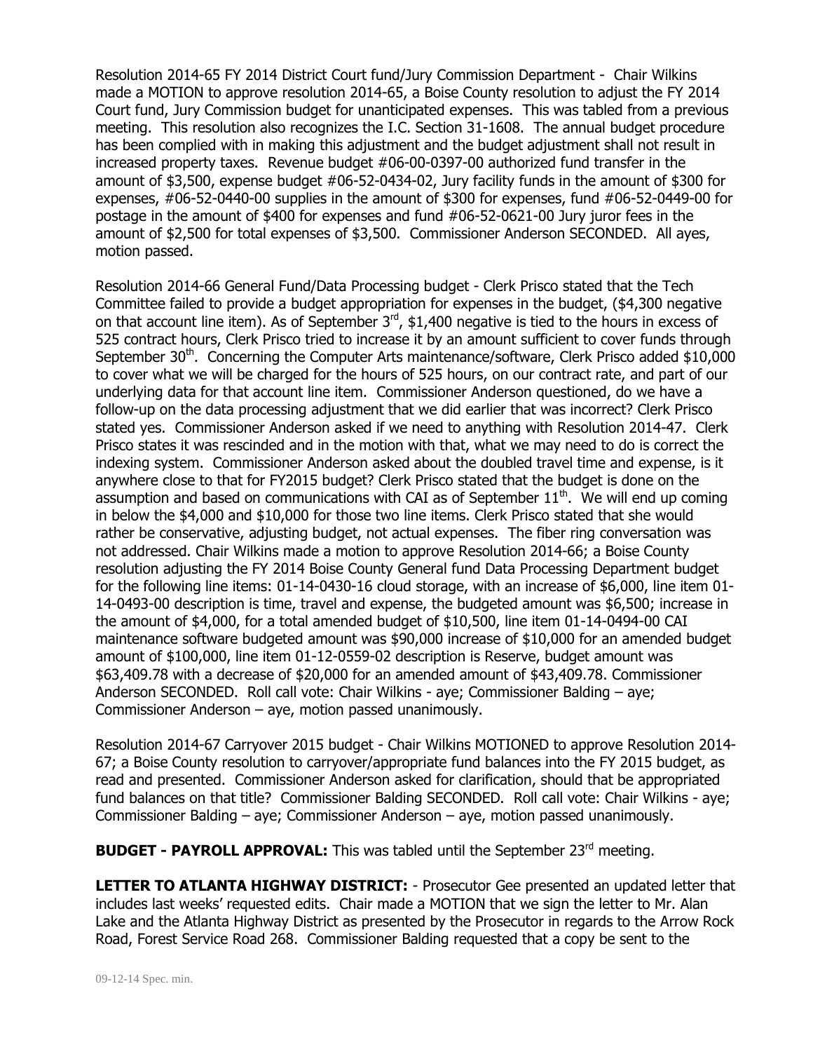Resolution 2014-65 FY 2014 District Court fund/Jury Commission Department - Chair Wilkins made a MOTION to approve resolution 2014-65, a Boise County resolution to adjust the FY 2014 Court fund, Jury Commission budget for unanticipated expenses. This was tabled from a previous meeting. This resolution also recognizes the I.C. Section 31-1608. The annual budget procedure has been complied with in making this adjustment and the budget adjustment shall not result in increased property taxes. Revenue budget #06-00-0397-00 authorized fund transfer in the amount of $3,500, expense budget #06-52-0434-02, Jury facility funds in the amount of $300 for expenses, #06-52-0440-00 supplies in the amount of $300 for expenses, fund #06-52-0449-00 for postage in the amount of $400 for expenses and fund #06-52-0621-00 Jury juror fees in the amount of $2,500 for total expenses of $3,500. Commissioner Anderson SECONDED. All ayes, motion passed.

Resolution 2014-66 General Fund/Data Processing budget - Clerk Prisco stated that the Tech Committee failed to provide a budget appropriation for expenses in the budget, ($4,300 negative on that account line item). As of September 3rd, $1,400 negative is tied to the hours in excess of 525 contract hours, Clerk Prisco tried to increase it by an amount sufficient to cover funds through September 30th. Concerning the Computer Arts maintenance/software, Clerk Prisco added $10,000 to cover what we will be charged for the hours of 525 hours, on our contract rate, and part of our underlying data for that account line item. Commissioner Anderson questioned, do we have a follow-up on the data processing adjustment that we did earlier that was incorrect? Clerk Prisco stated yes. Commissioner Anderson asked if we need to anything with Resolution 2014-47. Clerk Prisco states it was rescinded and in the motion with that, what we may need to do is correct the indexing system. Commissioner Anderson asked about the doubled travel time and expense, is it anywhere close to that for FY2015 budget? Clerk Prisco stated that the budget is done on the assumption and based on communications with CAI as of September 11th. We will end up coming in below the $4,000 and $10,000 for those two line items. Clerk Prisco stated that she would rather be conservative, adjusting budget, not actual expenses. The fiber ring conversation was not addressed. Chair Wilkins made a motion to approve Resolution 2014-66; a Boise County resolution adjusting the FY 2014 Boise County General fund Data Processing Department budget for the following line items: 01-14-0430-16 cloud storage, with an increase of $6,000, line item 01-14-0493-00 description is time, travel and expense, the budgeted amount was $6,500; increase in the amount of $4,000, for a total amended budget of $10,500, line item 01-14-0494-00 CAI maintenance software budgeted amount was $90,000 increase of $10,000 for an amended budget amount of $100,000, line item 01-12-0559-02 description is Reserve, budget amount was $63,409.78 with a decrease of $20,000 for an amended amount of $43,409.78. Commissioner Anderson SECONDED. Roll call vote: Chair Wilkins - aye; Commissioner Balding – aye; Commissioner Anderson – aye, motion passed unanimously.

Resolution 2014-67 Carryover 2015 budget - Chair Wilkins MOTIONED to approve Resolution 2014-67; a Boise County resolution to carryover/appropriate fund balances into the FY 2015 budget, as read and presented. Commissioner Anderson asked for clarification, should that be appropriated fund balances on that title? Commissioner Balding SECONDED. Roll call vote: Chair Wilkins - aye; Commissioner Balding – aye; Commissioner Anderson – aye, motion passed unanimously.

**BUDGET - PAYROLL APPROVAL:** This was tabled until the September 23rd meeting.

**LETTER TO ATLANTA HIGHWAY DISTRICT:** - Prosecutor Gee presented an updated letter that includes last weeks' requested edits. Chair made a MOTION that we sign the letter to Mr. Alan Lake and the Atlanta Highway District as presented by the Prosecutor in regards to the Arrow Rock Road, Forest Service Road 268. Commissioner Balding requested that a copy be sent to the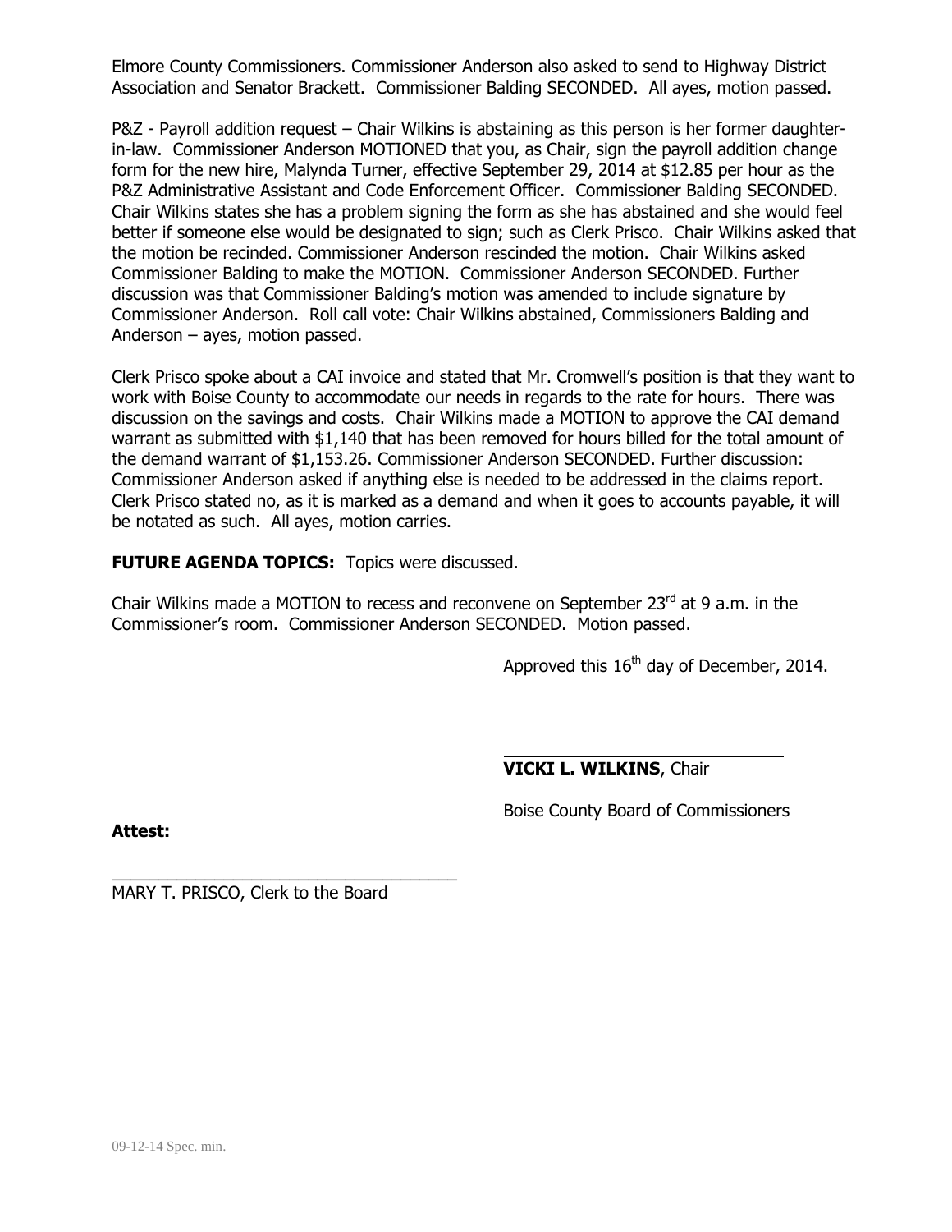Elmore County Commissioners. Commissioner Anderson also asked to send to Highway District Association and Senator Brackett. Commissioner Balding SECONDED. All ayes, motion passed.

P&Z - Payroll addition request – Chair Wilkins is abstaining as this person is her former daughter-in-law. Commissioner Anderson MOTIONED that you, as Chair, sign the payroll addition change form for the new hire, Malynda Turner, effective September 29, 2014 at $12.85 per hour as the P&Z Administrative Assistant and Code Enforcement Officer. Commissioner Balding SECONDED. Chair Wilkins states she has a problem signing the form as she has abstained and she would feel better if someone else would be designated to sign; such as Clerk Prisco. Chair Wilkins asked that the motion be recinded. Commissioner Anderson rescinded the motion. Chair Wilkins asked Commissioner Balding to make the MOTION. Commissioner Anderson SECONDED. Further discussion was that Commissioner Balding's motion was amended to include signature by Commissioner Anderson. Roll call vote: Chair Wilkins abstained, Commissioners Balding and Anderson – ayes, motion passed.

Clerk Prisco spoke about a CAI invoice and stated that Mr. Cromwell's position is that they want to work with Boise County to accommodate our needs in regards to the rate for hours. There was discussion on the savings and costs. Chair Wilkins made a MOTION to approve the CAI demand warrant as submitted with $1,140 that has been removed for hours billed for the total amount of the demand warrant of $1,153.26. Commissioner Anderson SECONDED. Further discussion: Commissioner Anderson asked if anything else is needed to be addressed in the claims report. Clerk Prisco stated no, as it is marked as a demand and when it goes to accounts payable, it will be notated as such. All ayes, motion carries.

**FUTURE AGENDA TOPICS:** Topics were discussed.

Chair Wilkins made a MOTION to recess and reconvene on September 23rd at 9 a.m. in the Commissioner's room. Commissioner Anderson SECONDED. Motion passed.

Approved this 16th day of December, 2014.

**VICKI L. WILKINS**, Chair

Boise County Board of Commissioners

**Attest:**

MARY T. PRISCO, Clerk to the Board